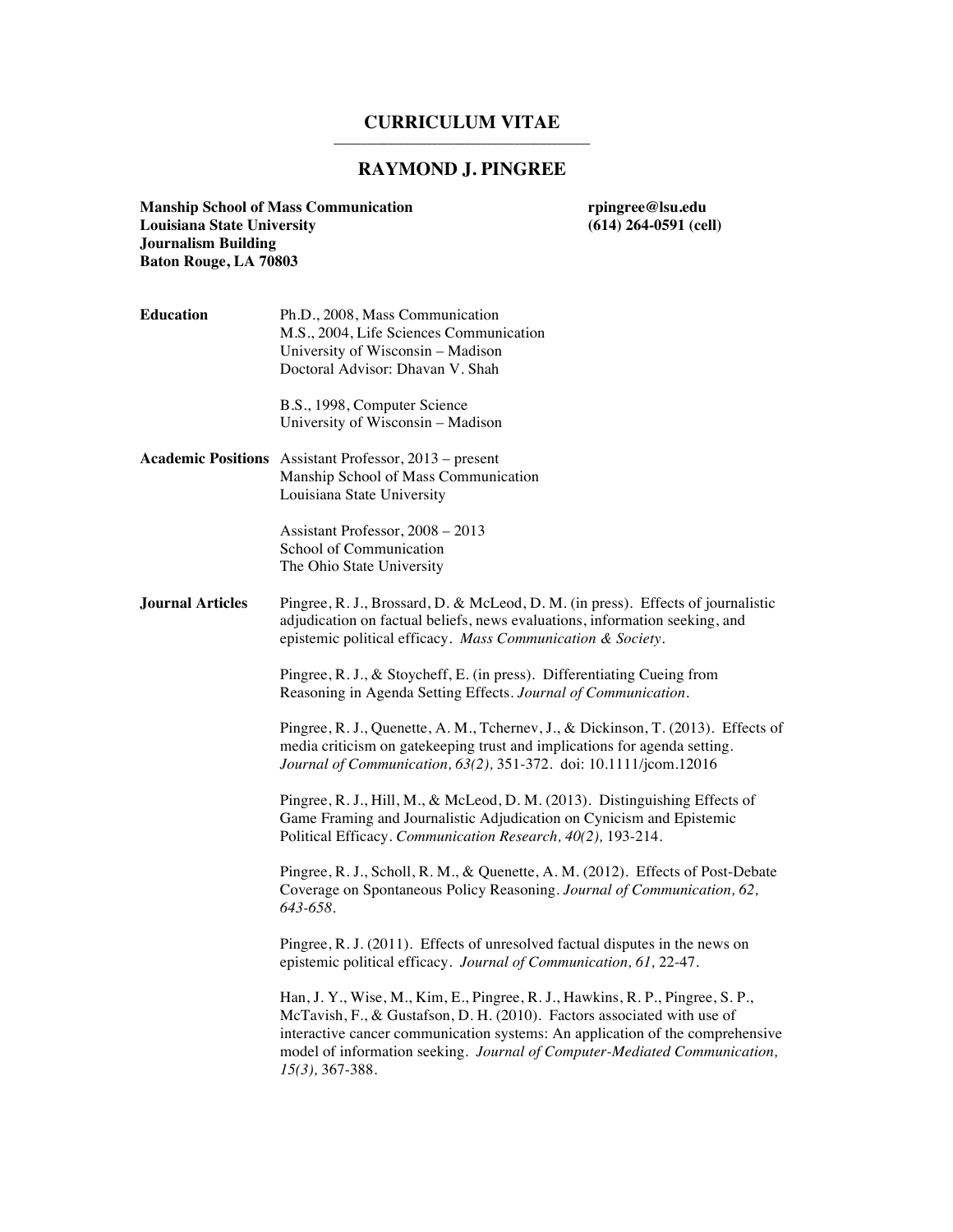# CURRICULUM VITAE

## RAYMOND J. PINGREE

**Manship School of Mass Communication**
**Louisiana State University**
**Journalism Building**
**Baton Rouge, LA 70803**

**rpingree@lsu.edu**
**(614) 264-0591 (cell)**

### Education

Ph.D., 2008, Mass Communication
M.S., 2004, Life Sciences Communication
University of Wisconsin – Madison
Doctoral Advisor: Dhavan V. Shah

B.S., 1998, Computer Science
University of Wisconsin – Madison

### Academic Positions

Assistant Professor, 2013 – present
Manship School of Mass Communication
Louisiana State University

Assistant Professor, 2008 – 2013
School of Communication
The Ohio State University

### Journal Articles

Pingree, R. J., Brossard, D. & McLeod, D. M. (in press). Effects of journalistic adjudication on factual beliefs, news evaluations, information seeking, and epistemic political efficacy. *Mass Communication & Society*.

Pingree, R. J., & Stoycheff, E. (in press). Differentiating Cueing from Reasoning in Agenda Setting Effects. *Journal of Communication*.

Pingree, R. J., Quenette, A. M., Tchernev, J., & Dickinson, T. (2013). Effects of media criticism on gatekeeping trust and implications for agenda setting. *Journal of Communication, 63(2),* 351-372. doi: 10.1111/jcom.12016

Pingree, R. J., Hill, M., & McLeod, D. M. (2013). Distinguishing Effects of Game Framing and Journalistic Adjudication on Cynicism and Epistemic Political Efficacy. *Communication Research, 40(2),* 193-214.

Pingree, R. J., Scholl, R. M., & Quenette, A. M. (2012). Effects of Post-Debate Coverage on Spontaneous Policy Reasoning. *Journal of Communication, 62, 643-658.*

Pingree, R. J. (2011). Effects of unresolved factual disputes in the news on epistemic political efficacy. *Journal of Communication, 61,* 22-47.

Han, J. Y., Wise, M., Kim, E., Pingree, R. J., Hawkins, R. P., Pingree, S. P., McTavish, F., & Gustafson, D. H. (2010). Factors associated with use of interactive cancer communication systems: An application of the comprehensive model of information seeking. *Journal of Computer-Mediated Communication, 15(3),* 367-388.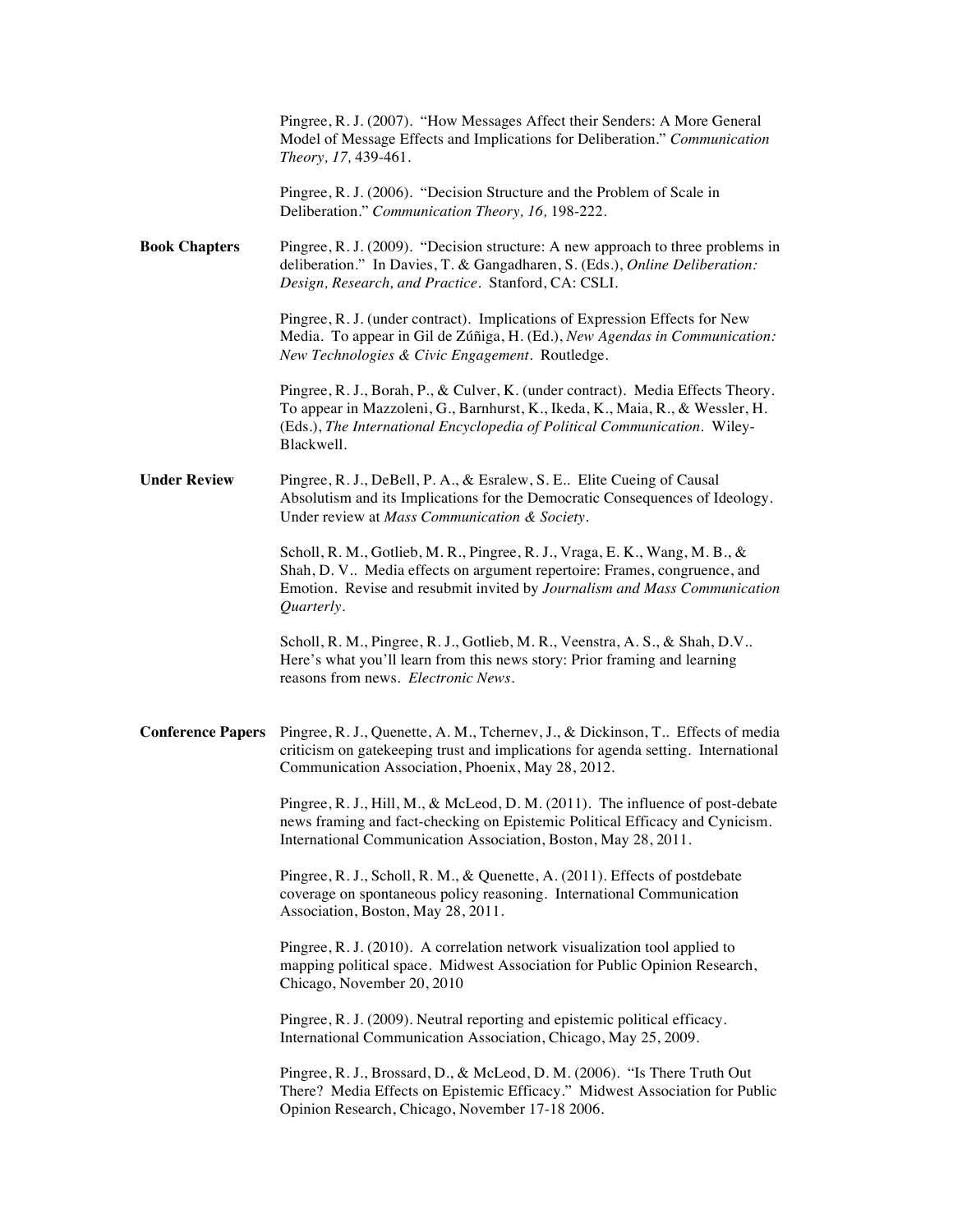Pingree, R. J. (2007). "How Messages Affect their Senders: A More General Model of Message Effects and Implications for Deliberation." *Communication Theory, 17,* 439-461.

Pingree, R. J. (2006). "Decision Structure and the Problem of Scale in Deliberation." *Communication Theory, 16,* 198-222.

**Book Chapters**

Pingree, R. J. (2009). "Decision structure: A new approach to three problems in deliberation." In Davies, T. & Gangadharen, S. (Eds.), *Online Deliberation: Design, Research, and Practice*. Stanford, CA: CSLI.

Pingree, R. J. (under contract). Implications of Expression Effects for New Media. To appear in Gil de Zúñiga, H. (Ed.), *New Agendas in Communication: New Technologies & Civic Engagement*. Routledge.

Pingree, R. J., Borah, P., & Culver, K. (under contract). Media Effects Theory. To appear in Mazzoleni, G., Barnhurst, K., Ikeda, K., Maia, R., & Wessler, H. (Eds.), *The International Encyclopedia of Political Communication*. Wiley-Blackwell.

**Under Review**

Pingree, R. J., DeBell, P. A., & Esralew, S. E.. Elite Cueing of Causal Absolutism and its Implications for the Democratic Consequences of Ideology. Under review at *Mass Communication & Society*.

Scholl, R. M., Gotlieb, M. R., Pingree, R. J., Vraga, E. K., Wang, M. B., & Shah, D. V.. Media effects on argument repertoire: Frames, congruence, and Emotion. Revise and resubmit invited by *Journalism and Mass Communication Quarterly*.

Scholl, R. M., Pingree, R. J., Gotlieb, M. R., Veenstra, A. S., & Shah, D.V.. Here's what you'll learn from this news story: Prior framing and learning reasons from news. *Electronic News*.

**Conference Papers**

Pingree, R. J., Quenette, A. M., Tchernev, J., & Dickinson, T.. Effects of media criticism on gatekeeping trust and implications for agenda setting. International Communication Association, Phoenix, May 28, 2012.

Pingree, R. J., Hill, M., & McLeod, D. M. (2011). The influence of post-debate news framing and fact-checking on Epistemic Political Efficacy and Cynicism. International Communication Association, Boston, May 28, 2011.

Pingree, R. J., Scholl, R. M., & Quenette, A. (2011). Effects of postdebate coverage on spontaneous policy reasoning. International Communication Association, Boston, May 28, 2011.

Pingree, R. J. (2010). A correlation network visualization tool applied to mapping political space. Midwest Association for Public Opinion Research, Chicago, November 20, 2010

Pingree, R. J. (2009). Neutral reporting and epistemic political efficacy. International Communication Association, Chicago, May 25, 2009.

Pingree, R. J., Brossard, D., & McLeod, D. M. (2006). "Is There Truth Out There? Media Effects on Epistemic Efficacy." Midwest Association for Public Opinion Research, Chicago, November 17-18 2006.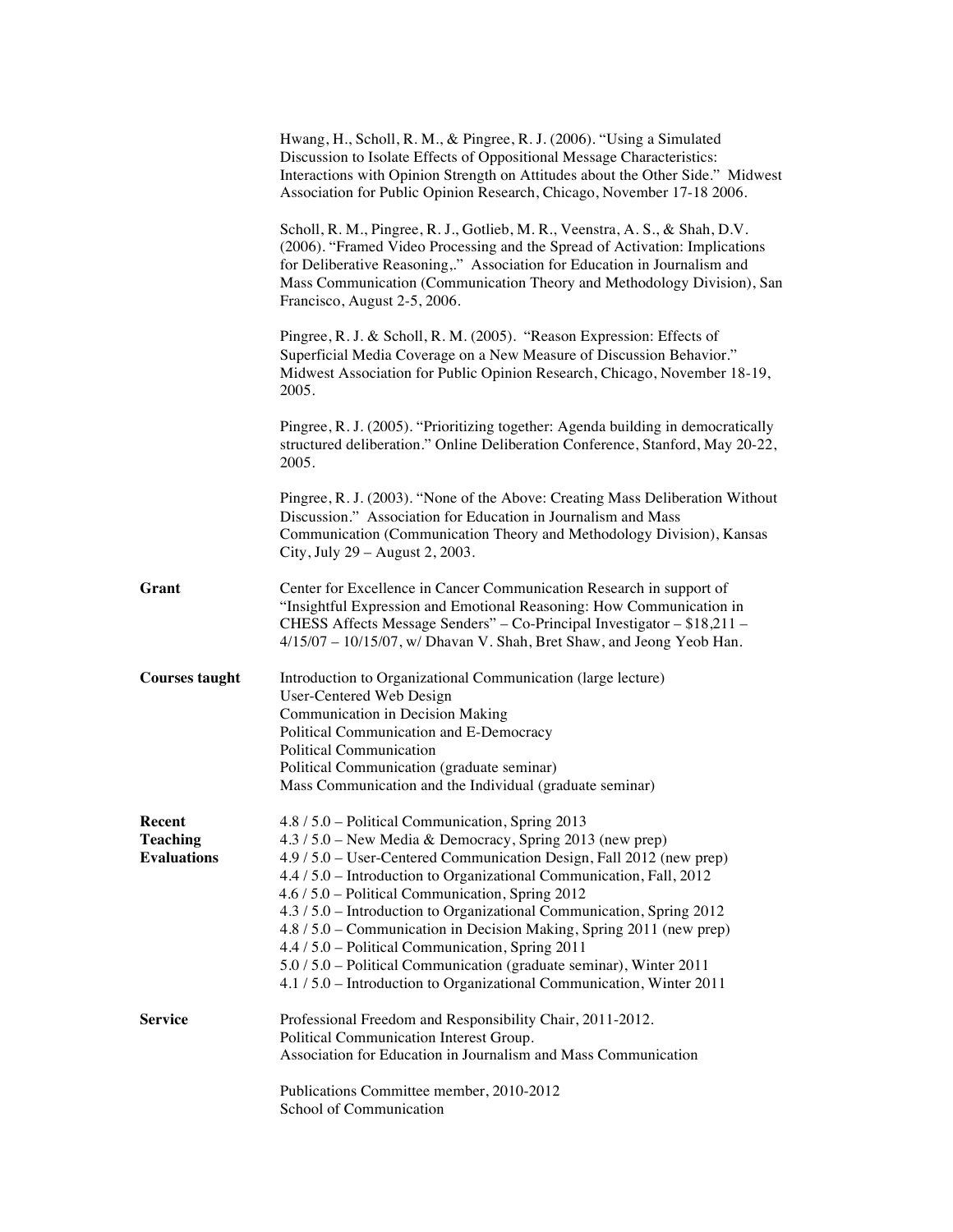Hwang, H., Scholl, R. M., & Pingree, R. J. (2006). "Using a Simulated Discussion to Isolate Effects of Oppositional Message Characteristics: Interactions with Opinion Strength on Attitudes about the Other Side." Midwest Association for Public Opinion Research, Chicago, November 17-18 2006.

Scholl, R. M., Pingree, R. J., Gotlieb, M. R., Veenstra, A. S., & Shah, D.V. (2006). "Framed Video Processing and the Spread of Activation: Implications for Deliberative Reasoning,." Association for Education in Journalism and Mass Communication (Communication Theory and Methodology Division), San Francisco, August 2-5, 2006.

Pingree, R. J. & Scholl, R. M. (2005). "Reason Expression: Effects of Superficial Media Coverage on a New Measure of Discussion Behavior." Midwest Association for Public Opinion Research, Chicago, November 18-19, 2005.

Pingree, R. J. (2005). "Prioritizing together: Agenda building in democratically structured deliberation." Online Deliberation Conference, Stanford, May 20-22, 2005.

Pingree, R. J. (2003). "None of the Above: Creating Mass Deliberation Without Discussion." Association for Education in Journalism and Mass Communication (Communication Theory and Methodology Division), Kansas City, July 29 – August 2, 2003.

**Grant**

Center for Excellence in Cancer Communication Research in support of "Insightful Expression and Emotional Reasoning: How Communication in CHESS Affects Message Senders" – Co-Principal Investigator – $18,211 – 4/15/07 – 10/15/07, w/ Dhavan V. Shah, Bret Shaw, and Jeong Yeob Han.

**Courses taught**

Introduction to Organizational Communication (large lecture)
User-Centered Web Design
Communication in Decision Making
Political Communication and E-Democracy
Political Communication
Political Communication (graduate seminar)
Mass Communication and the Individual (graduate seminar)

**Recent Teaching Evaluations**

4.8 / 5.0 – Political Communication, Spring 2013
4.3 / 5.0 – New Media & Democracy, Spring 2013 (new prep)
4.9 / 5.0 – User-Centered Communication Design, Fall 2012 (new prep)
4.4 / 5.0 – Introduction to Organizational Communication, Fall, 2012
4.6 / 5.0 – Political Communication, Spring 2012
4.3 / 5.0 – Introduction to Organizational Communication, Spring 2012
4.8 / 5.0 – Communication in Decision Making, Spring 2011 (new prep)
4.4 / 5.0 – Political Communication, Spring 2011
5.0 / 5.0 – Political Communication (graduate seminar), Winter 2011
4.1 / 5.0 – Introduction to Organizational Communication, Winter 2011

**Service**

Professional Freedom and Responsibility Chair, 2011-2012.
Political Communication Interest Group.
Association for Education in Journalism and Mass Communication

Publications Committee member, 2010-2012
School of Communication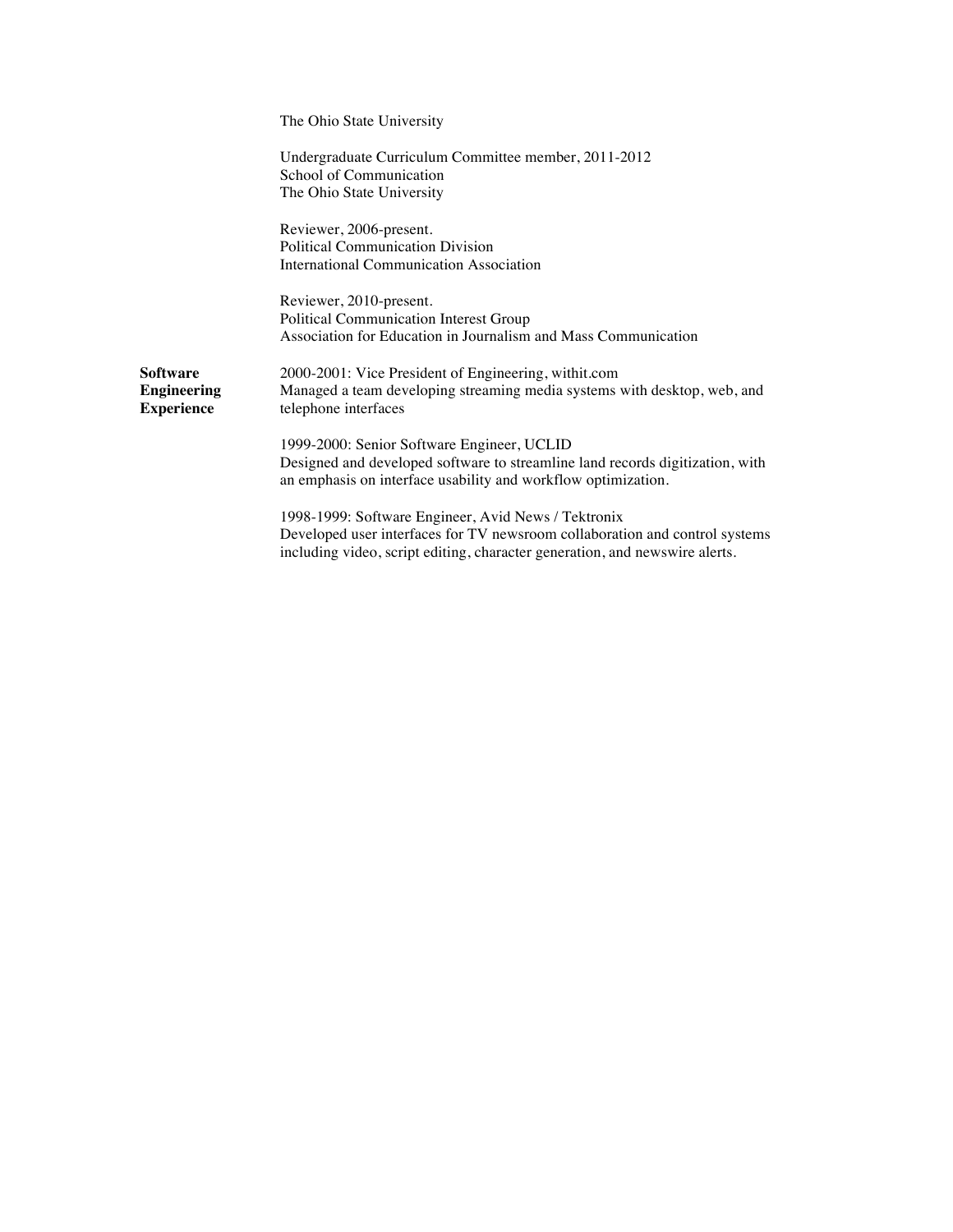The Ohio State University

Undergraduate Curriculum Committee member, 2011-2012
School of Communication
The Ohio State University

Reviewer, 2006-present.
Political Communication Division
International Communication Association

Reviewer, 2010-present.
Political Communication Interest Group
Association for Education in Journalism and Mass Communication

**Software Engineering Experience**

2000-2001: Vice President of Engineering, withit.com
Managed a team developing streaming media systems with desktop, web, and telephone interfaces

1999-2000: Senior Software Engineer, UCLID
Designed and developed software to streamline land records digitization, with an emphasis on interface usability and workflow optimization.

1998-1999: Software Engineer, Avid News / Tektronix
Developed user interfaces for TV newsroom collaboration and control systems including video, script editing, character generation, and newswire alerts.